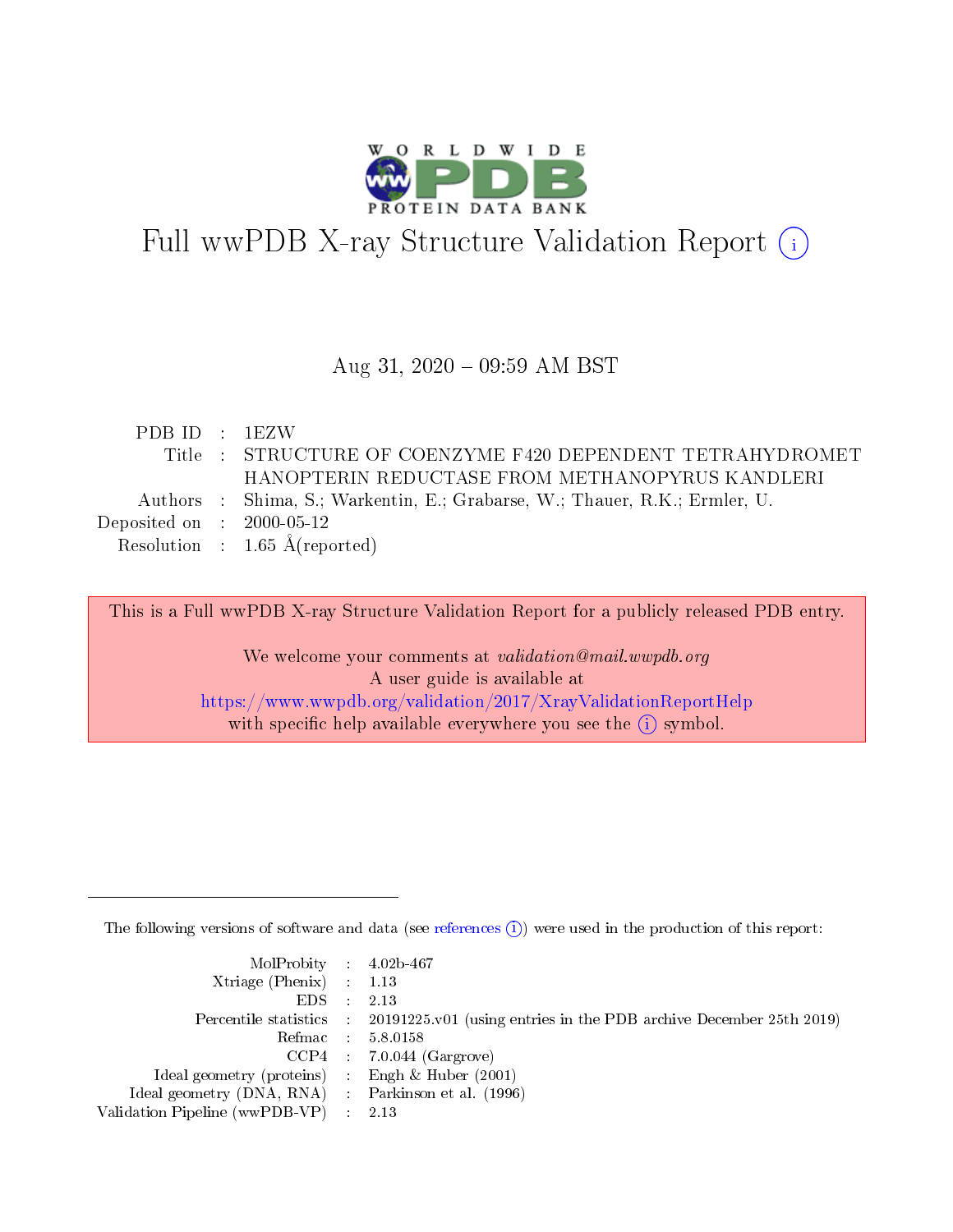# Full wwPDB X-ray Structure Validation Report (i)

Aug 31, 2020 – 09:59 AM BST

| | | |
|---|---|---|
| PDB ID | : | 1EZW |
| Title | : | STRUCTURE OF COENZYME F420 DEPENDENT TETRAHYDROMETHANOPTERIN REDUCTASE FROM METHANOPYRUS KANDLERI |
| Authors | : | Shima, S.; Warkentin, E.; Grabarse, W.; Thauer, R.K.; Ermler, U. |
| Deposited on | : | 2000-05-12 |
| Resolution | : | 1.65 Å(reported) |

This is a Full wwPDB X-ray Structure Validation Report for a publicly released PDB entry.

We welcome your comments at *validation@mail.wwpdb.org*
A user guide is available at
https://www.wwpdb.org/validation/2017/XrayValidationReportHelp
with specific help available everywhere you see the (i) symbol.

The following versions of software and data (see references (i)) were used in the production of this report:

| | | |
|---|---|---|
| MolProbity | : | 4.02b-467 |
| Xtriage (Phenix) | : | 1.13 |
| EDS | : | 2.13 |
| Percentile statistics | : | 20191225.v01 (using entries in the PDB archive December 25th 2019) |
| Refmac | : | 5.8.0158 |
| CCP4 | : | 7.0.044 (Gargrove) |
| Ideal geometry (proteins) | : | Engh & Huber (2001) |
| Ideal geometry (DNA, RNA) | : | Parkinson et al. (1996) |
| Validation Pipeline (wwPDB-VP) | : | 2.13 |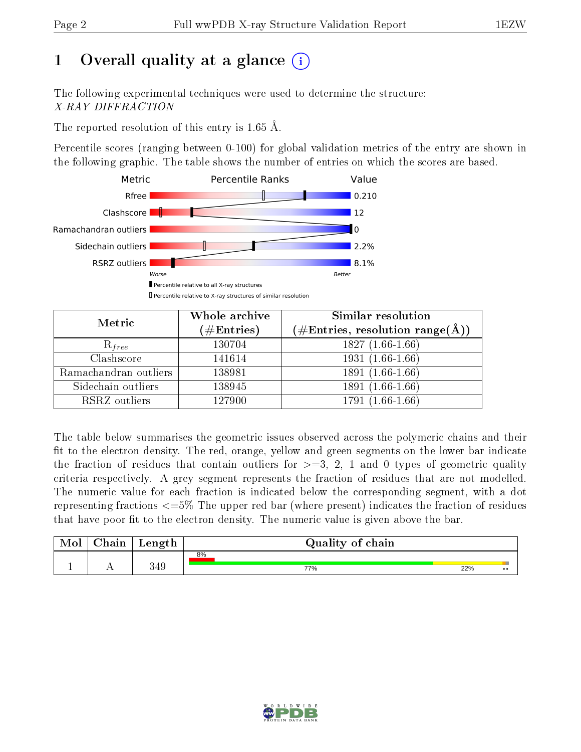# 1 Overall quality at a glance (i)

The following experimental techniques were used to determine the structure:
*X-RAY DIFFRACTION*

The reported resolution of this entry is 1.65 Å.

Percentile scores (ranging between 0-100) for global validation metrics of the entry are shown in the following graphic. The table shows the number of entries on which the scores are based.

| Metric | Value |
|---|---|
| Rfree | 0.210 |
| Clashscore | 12 |
| Ramachandran outliers | 0 |
| Sidechain outliers | 2.2% |
| RSRZ outliers | 8.1% |

Worse — Better

▮ Percentile relative to all X-ray structures
▯ Percentile relative to X-ray structures of similar resolution

| Metric | Whole archive (#Entries) | Similar resolution (#Entries, resolution range(Å)) |
|---|---|---|
| $R_{free}$ | 130704 | 1827 (1.66-1.66) |
| Clashscore | 141614 | 1931 (1.66-1.66) |
| Ramachandran outliers | 138981 | 1891 (1.66-1.66) |
| Sidechain outliers | 138945 | 1891 (1.66-1.66) |
| RSRZ outliers | 127900 | 1791 (1.66-1.66) |

The table below summarises the geometric issues observed across the polymeric chains and their fit to the electron density. The red, orange, yellow and green segments on the lower bar indicate the fraction of residues that contain outliers for >=3, 2, 1 and 0 types of geometric quality criteria respectively. A grey segment represents the fraction of residues that are not modelled. The numeric value for each fraction is indicated below the corresponding segment, with a dot representing fractions <=5% The upper red bar (where present) indicates the fraction of residues that have poor fit to the electron density. The numeric value is given above the bar.

| Mol | Chain | Length | Quality of chain |
|---|---|---|---|
| 1 | A | 349 | 8% (poor fit); 77% green, 22% yellow, •• |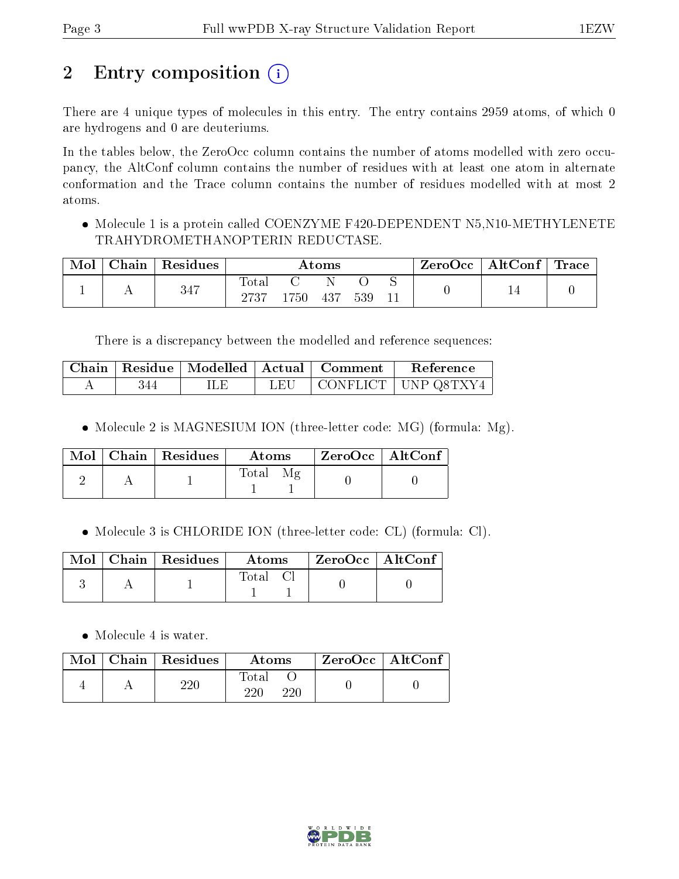# 2 Entry composition

There are 4 unique types of molecules in this entry. The entry contains 2959 atoms, of which 0 are hydrogens and 0 are deuteriums.

In the tables below, the ZeroOcc column contains the number of atoms modelled with zero occupancy, the AltConf column contains the number of residues with at least one atom in alternate conformation and the Trace column contains the number of residues modelled with at most 2 atoms.

- Molecule 1 is a protein called COENZYME F420-DEPENDENT N5,N10-METHYLENETETRAHYDROMETHANOPTERIN REDUCTASE.

| Mol | Chain | Residues | Atoms | | | | | ZeroOcc | AltConf | Trace |
|---|---|---|---|---|---|---|---|---|---|---|
| 1 | A | 347 | Total 2737 | C 1750 | N 437 | O 539 | S 11 | 0 | 14 | 0 |

There is a discrepancy between the modelled and reference sequences:

| Chain | Residue | Modelled | Actual | Comment | Reference |
|---|---|---|---|---|---|
| A | 344 | ILE | LEU | CONFLICT | UNP Q8TXY4 |

- Molecule 2 is MAGNESIUM ION (three-letter code: MG) (formula: Mg).

| Mol | Chain | Residues | Atoms | | ZeroOcc | AltConf |
|---|---|---|---|---|---|---|
| 2 | A | 1 | Total 1 | Mg 1 | 0 | 0 |

- Molecule 3 is CHLORIDE ION (three-letter code: CL) (formula: Cl).

| Mol | Chain | Residues | Atoms | | ZeroOcc | AltConf |
|---|---|---|---|---|---|---|
| 3 | A | 1 | Total 1 | Cl 1 | 0 | 0 |

- Molecule 4 is water.

| Mol | Chain | Residues | Atoms | | ZeroOcc | AltConf |
|---|---|---|---|---|---|---|
| 4 | A | 220 | Total 220 | O 220 | 0 | 0 |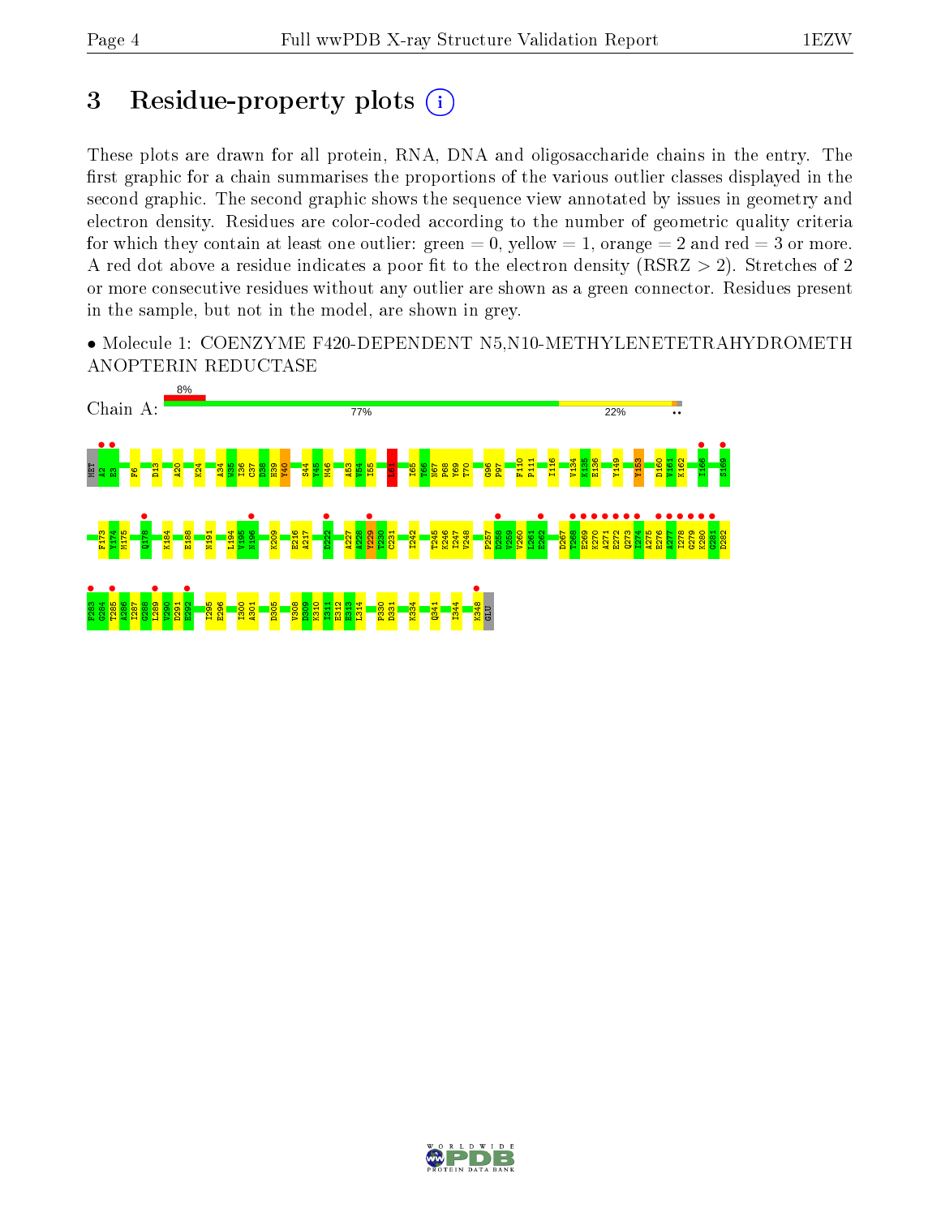## 3 Residue-property plots

These plots are drawn for all protein, RNA, DNA and oligosaccharide chains in the entry. The first graphic for a chain summarises the proportions of the various outlier classes displayed in the second graphic. The second graphic shows the sequence view annotated by issues in geometry and electron density. Residues are color-coded according to the number of geometric quality criteria for which they contain at least one outlier: green = 0, yellow = 1, orange = 2 and red = 3 or more. A red dot above a residue indicates a poor fit to the electron density (RSRZ > 2). Stretches of 2 or more consecutive residues without any outlier are shown as a green connector. Residues present in the sample, but not in the model, are shown in grey.

- Molecule 1: COENZYME F420-DEPENDENT N5,N10-METHYLENETETRAHYDROMETHANOPTERIN REDUCTASE

Chain A: 8% | 77% | 22%

MET A2 E3 F6 D13 A20 K24 A34 W35 I36 C37 D38 H39 Y40 S44 V45 M46 A53 V54 I55 I61 I65 T66 N67 P68 Y69 T70 Q96 P97 F110 P111 I116 V134 K135 E136 Y149 Y153 D160 V161 K162 I166 S169 F173 Y174 M175 Q178 K184 E188 N191 L194 V195 N196 K209 E216 A217 D222 A227 A228 V229 T230 C231 I242 T245 K246 I247 V248 P257 D258 V259 V260 L261 E262 D267 T268 E269 K270 A271 E272 Q273 I274 A275 E276 A277 I278 G279 K280 G281 D282 P283 G284 T285 A286 I287 G288 L289 V290 D291 E292 I295 E296 I300 A301 D305 V308 D309 K310 I311 E312 E313 L314 P330 D331 K334 Q341 I344 K348 GLU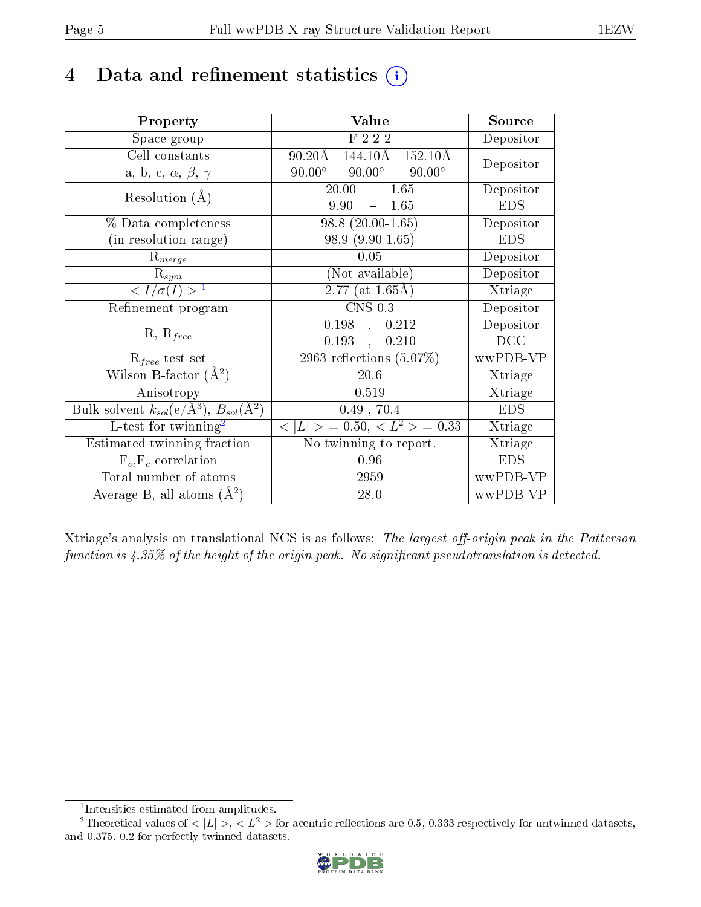# 4 Data and refinement statistics (i)

| Property | Value | Source |
|---|---|---|
| Space group | F 2 2 2 | Depositor |
| Cell constants<br>a, b, c, $\alpha$, $\beta$, $\gamma$ | 90.20Å 144.10Å 152.10Å<br>90.00° 90.00° 90.00° | Depositor |
| Resolution (Å) | 20.00 – 1.65<br>9.90 – 1.65 | Depositor<br>EDS |
| % Data completeness<br>(in resolution range) | 98.8 (20.00-1.65)<br>98.9 (9.90-1.65) | Depositor<br>EDS |
| $R_{merge}$ | 0.05 | Depositor |
| $R_{sym}$ | (Not available) | Depositor |
| $< I/\sigma(I) >$ [1] | 2.77 (at 1.65Å) | Xtriage |
| Refinement program | CNS 0.3 | Depositor |
| R, $R_{free}$ | 0.198 , 0.212<br>0.193 , 0.210 | Depositor<br>DCC |
| $R_{free}$ test set | 2963 reflections (5.07%) | wwPDB-VP |
| Wilson B-factor (Å$^2$) | 20.6 | Xtriage |
| Anisotropy | 0.519 | Xtriage |
| Bulk solvent $k_{sol}$(e/Å$^3$), $B_{sol}$(Å$^2$) | 0.49 , 70.4 | EDS |
| L-test for twinning[2] | $< \|L\| >$ = 0.50, $< L^2 >$ = 0.33 | Xtriage |
| Estimated twinning fraction | No twinning to report. | Xtriage |
| $F_o$,$F_c$ correlation | 0.96 | EDS |
| Total number of atoms | 2959 | wwPDB-VP |
| Average B, all atoms (Å$^2$) | 28.0 | wwPDB-VP |

Xtriage's analysis on translational NCS is as follows: *The largest off-origin peak in the Patterson function is 4.35% of the height of the origin peak. No significant pseudotranslation is detected.*

[1] Intensities estimated from amplitudes.

[2] Theoretical values of $< |L| >$, $< L^2 >$ for acentric reflections are 0.5, 0.333 respectively for untwinned datasets, and 0.375, 0.2 for perfectly twinned datasets.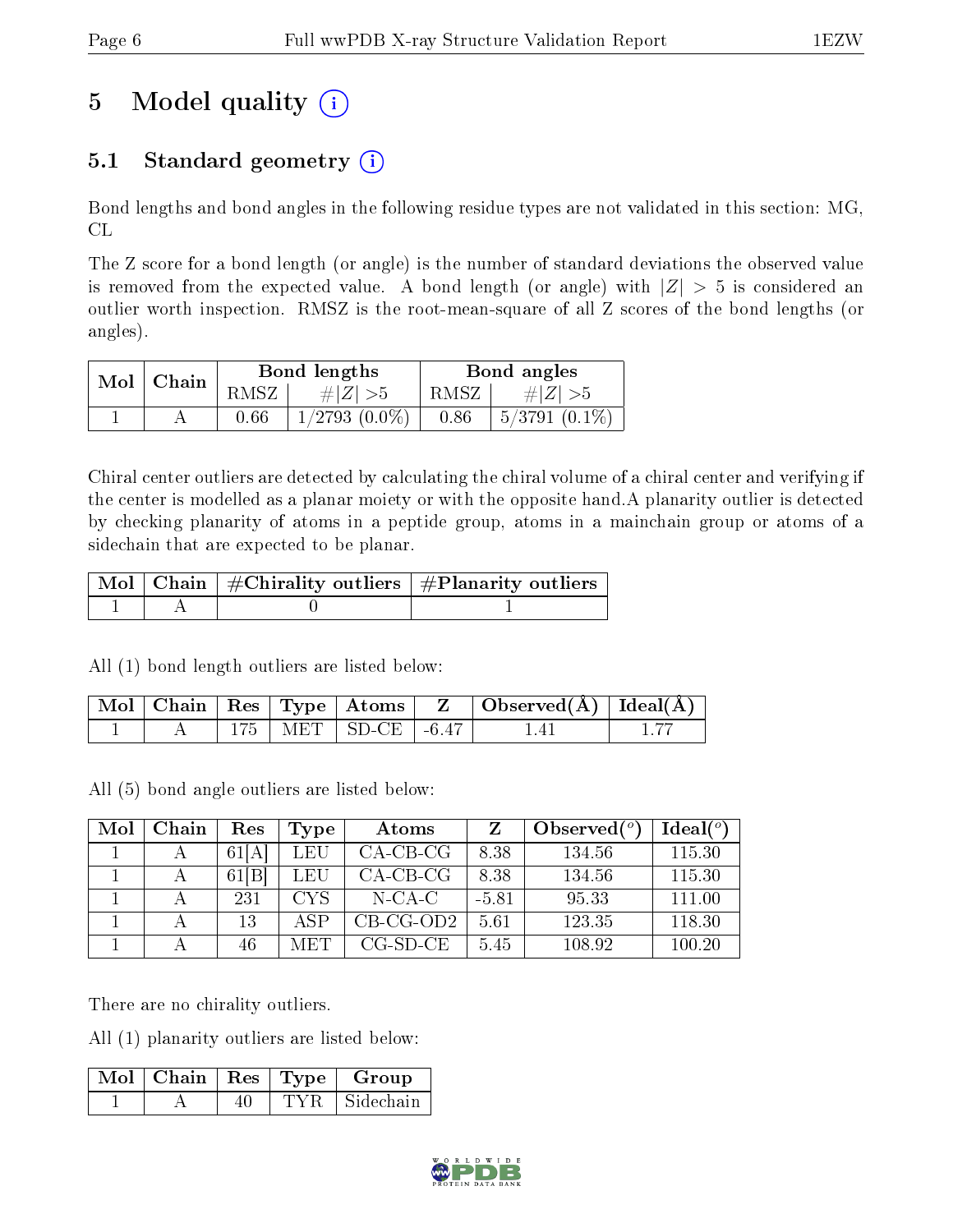# 5 Model quality

## 5.1 Standard geometry

Bond lengths and bond angles in the following residue types are not validated in this section: MG, CL

The Z score for a bond length (or angle) is the number of standard deviations the observed value is removed from the expected value. A bond length (or angle) with $|Z| > 5$ is considered an outlier worth inspection. RMSZ is the root-mean-square of all Z scores of the bond lengths (or angles).

| Mol | Chain | Bond lengths | | Bond angles | |
|---|---|---|---|---|---|
| | | RMSZ | #\|Z\| >5 | RMSZ | #\|Z\| >5 |
| 1 | A | 0.66 | 1/2793 (0.0%) | 0.86 | 5/3791 (0.1%) |

Chiral center outliers are detected by calculating the chiral volume of a chiral center and verifying if the center is modelled as a planar moiety or with the opposite hand.A planarity outlier is detected by checking planarity of atoms in a peptide group, atoms in a mainchain group or atoms of a sidechain that are expected to be planar.

| Mol | Chain | #Chirality outliers | #Planarity outliers |
|---|---|---|---|
| 1 | A | 0 | 1 |

All (1) bond length outliers are listed below:

| Mol | Chain | Res | Type | Atoms | Z | Observed(Å) | Ideal(Å) |
|---|---|---|---|---|---|---|---|
| 1 | A | 175 | MET | SD-CE | -6.47 | 1.41 | 1.77 |

All (5) bond angle outliers are listed below:

| Mol | Chain | Res | Type | Atoms | Z | Observed(°) | Ideal(°) |
|---|---|---|---|---|---|---|---|
| 1 | A | 61[A] | LEU | CA-CB-CG | 8.38 | 134.56 | 115.30 |
| 1 | A | 61[B] | LEU | CA-CB-CG | 8.38 | 134.56 | 115.30 |
| 1 | A | 231 | CYS | N-CA-C | -5.81 | 95.33 | 111.00 |
| 1 | A | 13 | ASP | CB-CG-OD2 | 5.61 | 123.35 | 118.30 |
| 1 | A | 46 | MET | CG-SD-CE | 5.45 | 108.92 | 100.20 |

There are no chirality outliers.

All (1) planarity outliers are listed below:

| Mol | Chain | Res | Type | Group |
|---|---|---|---|---|
| 1 | A | 40 | TYR | Sidechain |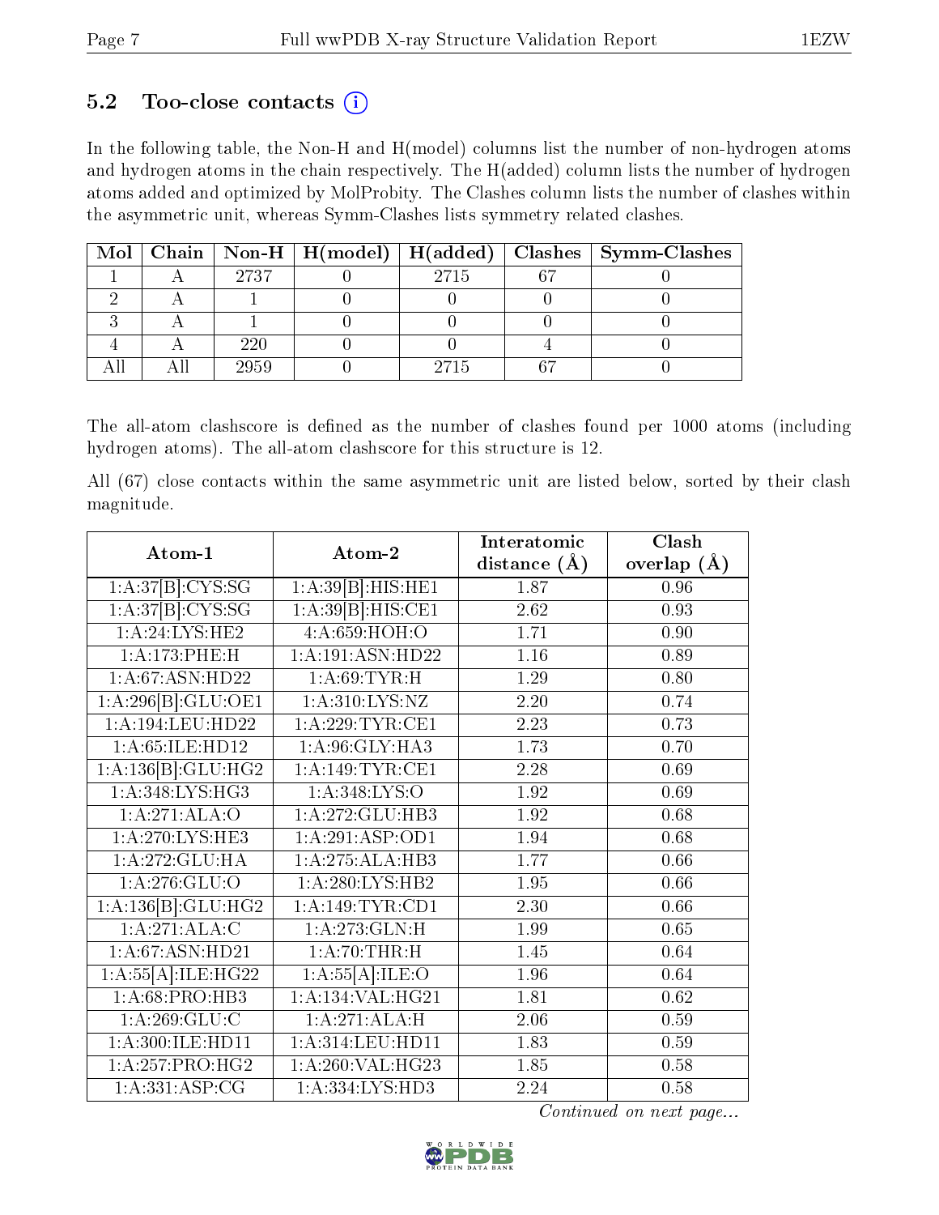### 5.2 Too-close contacts

In the following table, the Non-H and H(model) columns list the number of non-hydrogen atoms and hydrogen atoms in the chain respectively. The H(added) column lists the number of hydrogen atoms added and optimized by MolProbity. The Clashes column lists the number of clashes within the asymmetric unit, whereas Symm-Clashes lists symmetry related clashes.

| Mol | Chain | Non-H | H(model) | H(added) | Clashes | Symm-Clashes |
|---|---|---|---|---|---|---|
| 1 | A | 2737 | 0 | 2715 | 67 | 0 |
| 2 | A | 1 | 0 | 0 | 0 | 0 |
| 3 | A | 1 | 0 | 0 | 0 | 0 |
| 4 | A | 220 | 0 | 0 | 4 | 0 |
| All | All | 2959 | 0 | 2715 | 67 | 0 |

The all-atom clashscore is defined as the number of clashes found per 1000 atoms (including hydrogen atoms). The all-atom clashscore for this structure is 12.

All (67) close contacts within the same asymmetric unit are listed below, sorted by their clash magnitude.

| Atom-1 | Atom-2 | Interatomic distance (Å) | Clash overlap (Å) |
|---|---|---|---|
| 1:A:37[B]:CYS:SG | 1:A:39[B]:HIS:HE1 | 1.87 | 0.96 |
| 1:A:37[B]:CYS:SG | 1:A:39[B]:HIS:CE1 | 2.62 | 0.93 |
| 1:A:24:LYS:HE2 | 4:A:659:HOH:O | 1.71 | 0.90 |
| 1:A:173:PHE:H | 1:A:191:ASN:HD22 | 1.16 | 0.89 |
| 1:A:67:ASN:HD22 | 1:A:69:TYR:H | 1.29 | 0.80 |
| 1:A:296[B]:GLU:OE1 | 1:A:310:LYS:NZ | 2.20 | 0.74 |
| 1:A:194:LEU:HD22 | 1:A:229:TYR:CE1 | 2.23 | 0.73 |
| 1:A:65:ILE:HD12 | 1:A:96:GLY:HA3 | 1.73 | 0.70 |
| 1:A:136[B]:GLU:HG2 | 1:A:149:TYR:CE1 | 2.28 | 0.69 |
| 1:A:348:LYS:HG3 | 1:A:348:LYS:O | 1.92 | 0.69 |
| 1:A:271:ALA:O | 1:A:272:GLU:HB3 | 1.92 | 0.68 |
| 1:A:270:LYS:HE3 | 1:A:291:ASP:OD1 | 1.94 | 0.68 |
| 1:A:272:GLU:HA | 1:A:275:ALA:HB3 | 1.77 | 0.66 |
| 1:A:276:GLU:O | 1:A:280:LYS:HB2 | 1.95 | 0.66 |
| 1:A:136[B]:GLU:HG2 | 1:A:149:TYR:CD1 | 2.30 | 0.66 |
| 1:A:271:ALA:C | 1:A:273:GLN:H | 1.99 | 0.65 |
| 1:A:67:ASN:HD21 | 1:A:70:THR:H | 1.45 | 0.64 |
| 1:A:55[A]:ILE:HG22 | 1:A:55[A]:ILE:O | 1.96 | 0.64 |
| 1:A:68:PRO:HB3 | 1:A:134:VAL:HG21 | 1.81 | 0.62 |
| 1:A:269:GLU:C | 1:A:271:ALA:H | 2.06 | 0.59 |
| 1:A:300:ILE:HD11 | 1:A:314:LEU:HD11 | 1.83 | 0.59 |
| 1:A:257:PRO:HG2 | 1:A:260:VAL:HG23 | 1.85 | 0.58 |
| 1:A:331:ASP:CG | 1:A:334:LYS:HD3 | 2.24 | 0.58 |

*Continued on next page...*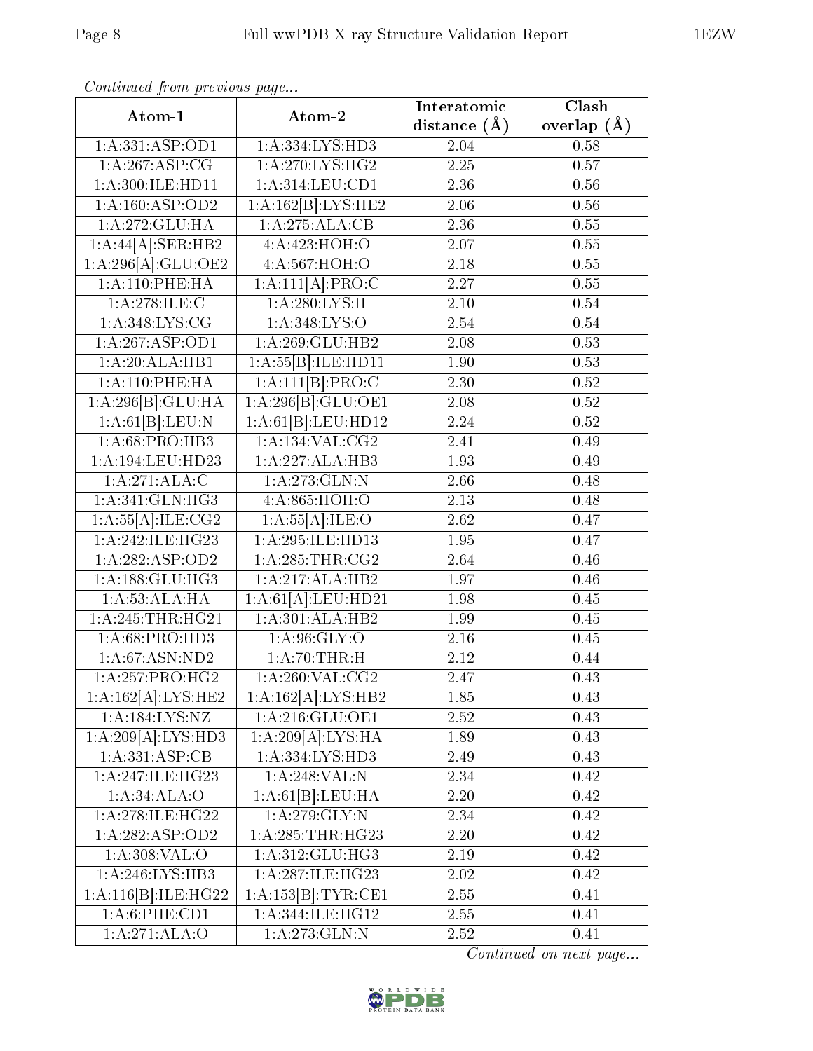*Continued from previous page...*

| Atom-1 | Atom-2 | Interatomic distance (Å) | Clash overlap (Å) |
| --- | --- | --- | --- |
| 1:A:331:ASP:OD1 | 1:A:334:LYS:HD3 | 2.04 | 0.58 |
| 1:A:267:ASP:CG | 1:A:270:LYS:HG2 | 2.25 | 0.57 |
| 1:A:300:ILE:HD11 | 1:A:314:LEU:CD1 | 2.36 | 0.56 |
| 1:A:160:ASP:OD2 | 1:A:162[B]:LYS:HE2 | 2.06 | 0.56 |
| 1:A:272:GLU:HA | 1:A:275:ALA:CB | 2.36 | 0.55 |
| 1:A:44[A]:SER:HB2 | 4:A:423:HOH:O | 2.07 | 0.55 |
| 1:A:296[A]:GLU:OE2 | 4:A:567:HOH:O | 2.18 | 0.55 |
| 1:A:110:PHE:HA | 1:A:111[A]:PRO:C | 2.27 | 0.55 |
| 1:A:278:ILE:C | 1:A:280:LYS:H | 2.10 | 0.54 |
| 1:A:348:LYS:CG | 1:A:348:LYS:O | 2.54 | 0.54 |
| 1:A:267:ASP:OD1 | 1:A:269:GLU:HB2 | 2.08 | 0.53 |
| 1:A:20:ALA:HB1 | 1:A:55[B]:ILE:HD11 | 1.90 | 0.53 |
| 1:A:110:PHE:HA | 1:A:111[B]:PRO:C | 2.30 | 0.52 |
| 1:A:296[B]:GLU:HA | 1:A:296[B]:GLU:OE1 | 2.08 | 0.52 |
| 1:A:61[B]:LEU:N | 1:A:61[B]:LEU:HD12 | 2.24 | 0.52 |
| 1:A:68:PRO:HB3 | 1:A:134:VAL:CG2 | 2.41 | 0.49 |
| 1:A:194:LEU:HD23 | 1:A:227:ALA:HB3 | 1.93 | 0.49 |
| 1:A:271:ALA:C | 1:A:273:GLN:N | 2.66 | 0.48 |
| 1:A:341:GLN:HG3 | 4:A:865:HOH:O | 2.13 | 0.48 |
| 1:A:55[A]:ILE:CG2 | 1:A:55[A]:ILE:O | 2.62 | 0.47 |
| 1:A:242:ILE:HG23 | 1:A:295:ILE:HD13 | 1.95 | 0.47 |
| 1:A:282:ASP:OD2 | 1:A:285:THR:CG2 | 2.64 | 0.46 |
| 1:A:188:GLU:HG3 | 1:A:217:ALA:HB2 | 1.97 | 0.46 |
| 1:A:53:ALA:HA | 1:A:61[A]:LEU:HD21 | 1.98 | 0.45 |
| 1:A:245:THR:HG21 | 1:A:301:ALA:HB2 | 1.99 | 0.45 |
| 1:A:68:PRO:HD3 | 1:A:96:GLY:O | 2.16 | 0.45 |
| 1:A:67:ASN:ND2 | 1:A:70:THR:H | 2.12 | 0.44 |
| 1:A:257:PRO:HG2 | 1:A:260:VAL:CG2 | 2.47 | 0.43 |
| 1:A:162[A]:LYS:HE2 | 1:A:162[A]:LYS:HB2 | 1.85 | 0.43 |
| 1:A:184:LYS:NZ | 1:A:216:GLU:OE1 | 2.52 | 0.43 |
| 1:A:209[A]:LYS:HD3 | 1:A:209[A]:LYS:HA | 1.89 | 0.43 |
| 1:A:331:ASP:CB | 1:A:334:LYS:HD3 | 2.49 | 0.43 |
| 1:A:247:ILE:HG23 | 1:A:248:VAL:N | 2.34 | 0.42 |
| 1:A:34:ALA:O | 1:A:61[B]:LEU:HA | 2.20 | 0.42 |
| 1:A:278:ILE:HG22 | 1:A:279:GLY:N | 2.34 | 0.42 |
| 1:A:282:ASP:OD2 | 1:A:285:THR:HG23 | 2.20 | 0.42 |
| 1:A:308:VAL:O | 1:A:312:GLU:HG3 | 2.19 | 0.42 |
| 1:A:246:LYS:HB3 | 1:A:287:ILE:HG23 | 2.02 | 0.42 |
| 1:A:116[B]:ILE:HG22 | 1:A:153[B]:TYR:CE1 | 2.55 | 0.41 |
| 1:A:6:PHE:CD1 | 1:A:344:ILE:HG12 | 2.55 | 0.41 |
| 1:A:271:ALA:O | 1:A:273:GLN:N | 2.52 | 0.41 |

*Continued on next page...*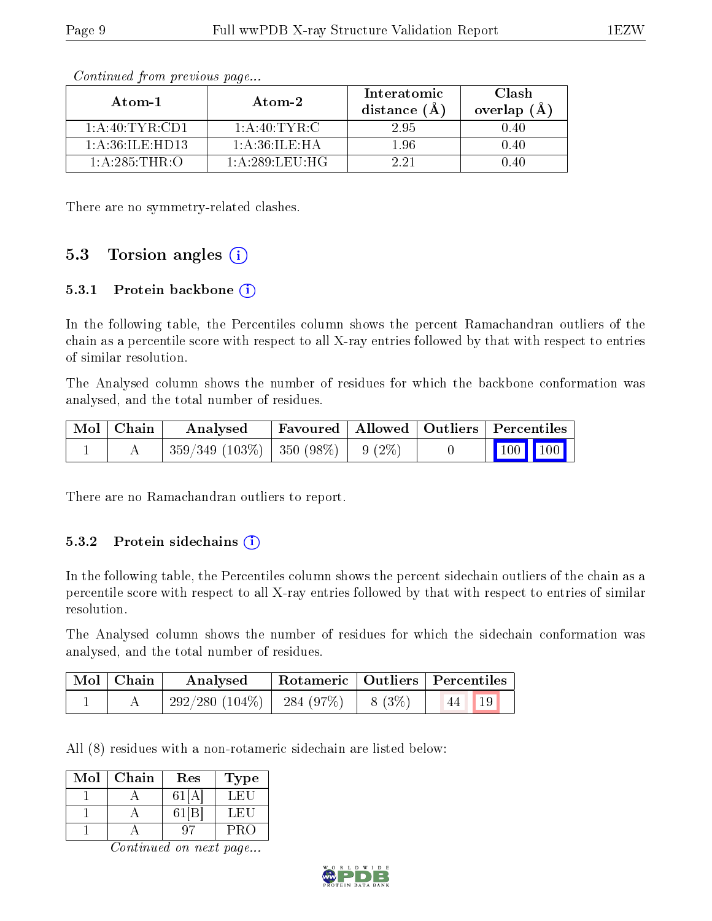*Continued from previous page...*

| Atom-1 | Atom-2 | Interatomic distance (Å) | Clash overlap (Å) |
|---|---|---|---|
| 1:A:40:TYR:CD1 | 1:A:40:TYR:C | 2.95 | 0.40 |
| 1:A:36:ILE:HD13 | 1:A:36:ILE:HA | 1.96 | 0.40 |
| 1:A:285:THR:O | 1:A:289:LEU:HG | 2.21 | 0.40 |

There are no symmetry-related clashes.

## 5.3 Torsion angles (i)

### 5.3.1 Protein backbone (i)

In the following table, the Percentiles column shows the percent Ramachandran outliers of the chain as a percentile score with respect to all X-ray entries followed by that with respect to entries of similar resolution.

The Analysed column shows the number of residues for which the backbone conformation was analysed, and the total number of residues.

| Mol | Chain | Analysed | Favoured | Allowed | Outliers | Percentiles | |
|---|---|---|---|---|---|---|---|
| 1 | A | 359/349 (103%) | 350 (98%) | 9 (2%) | 0 | 100 | 100 |

There are no Ramachandran outliers to report.

### 5.3.2 Protein sidechains (i)

In the following table, the Percentiles column shows the percent sidechain outliers of the chain as a percentile score with respect to all X-ray entries followed by that with respect to entries of similar resolution.

The Analysed column shows the number of residues for which the sidechain conformation was analysed, and the total number of residues.

| Mol | Chain | Analysed | Rotameric | Outliers | Percentiles | |
|---|---|---|---|---|---|---|
| 1 | A | 292/280 (104%) | 284 (97%) | 8 (3%) | 44 | 19 |

All (8) residues with a non-rotameric sidechain are listed below:

| Mol | Chain | Res | Type |
|---|---|---|---|
| 1 | A | 61[A] | LEU |
| 1 | A | 61[B] | LEU |
| 1 | A | 97 | PRO |

*Continued on next page...*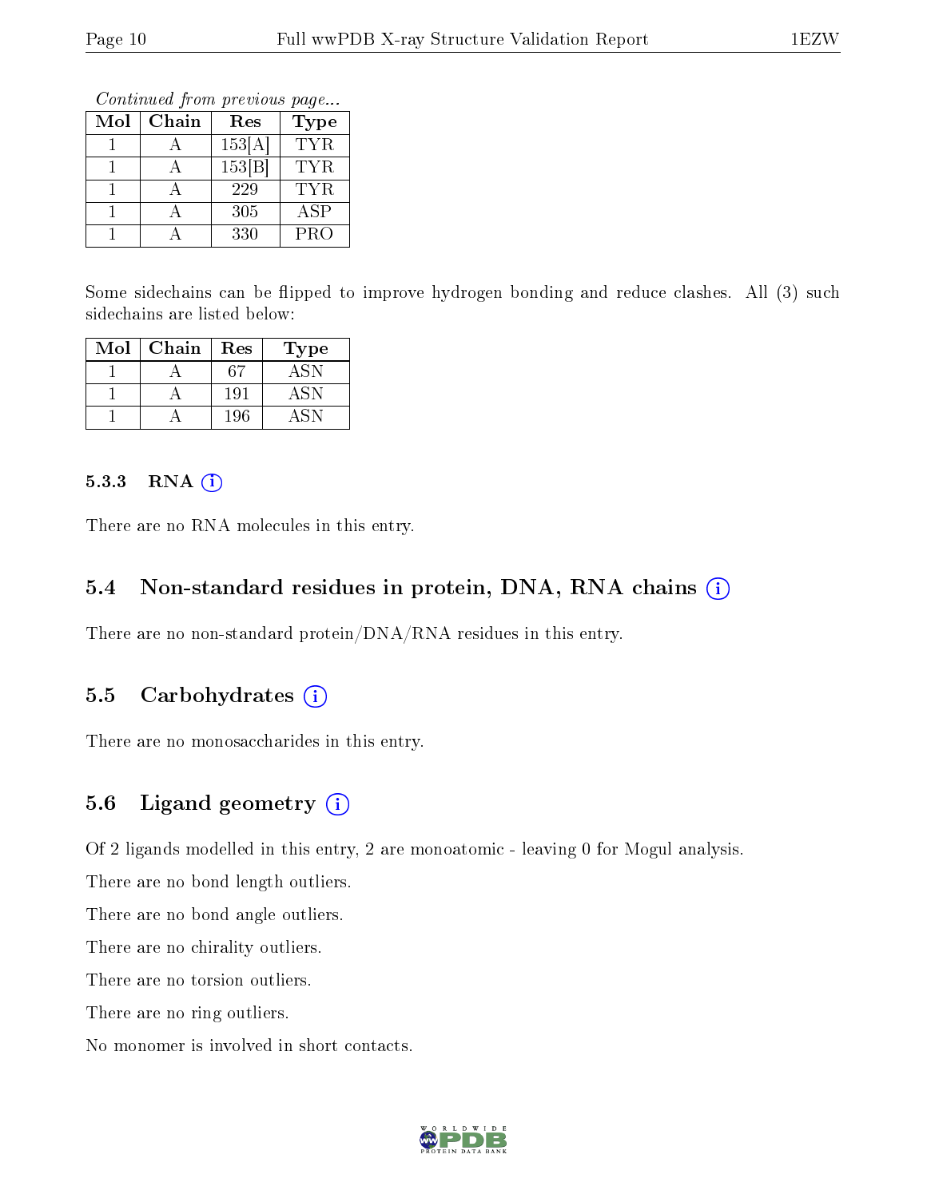*Continued from previous page...*

| Mol | Chain | Res | Type |
|---|---|---|---|
| 1 | A | 153[A] | TYR |
| 1 | A | 153[B] | TYR |
| 1 | A | 229 | TYR |
| 1 | A | 305 | ASP |
| 1 | A | 330 | PRO |

Some sidechains can be flipped to improve hydrogen bonding and reduce clashes. All (3) such sidechains are listed below:

| Mol | Chain | Res | Type |
|---|---|---|---|
| 1 | A | 67 | ASN |
| 1 | A | 191 | ASN |
| 1 | A | 196 | ASN |

#### 5.3.3 RNA

There are no RNA molecules in this entry.

### 5.4 Non-standard residues in protein, DNA, RNA chains

There are no non-standard protein/DNA/RNA residues in this entry.

### 5.5 Carbohydrates

There are no monosaccharides in this entry.

### 5.6 Ligand geometry

Of 2 ligands modelled in this entry, 2 are monoatomic - leaving 0 for Mogul analysis.

There are no bond length outliers.

There are no bond angle outliers.

There are no chirality outliers.

There are no torsion outliers.

There are no ring outliers.

No monomer is involved in short contacts.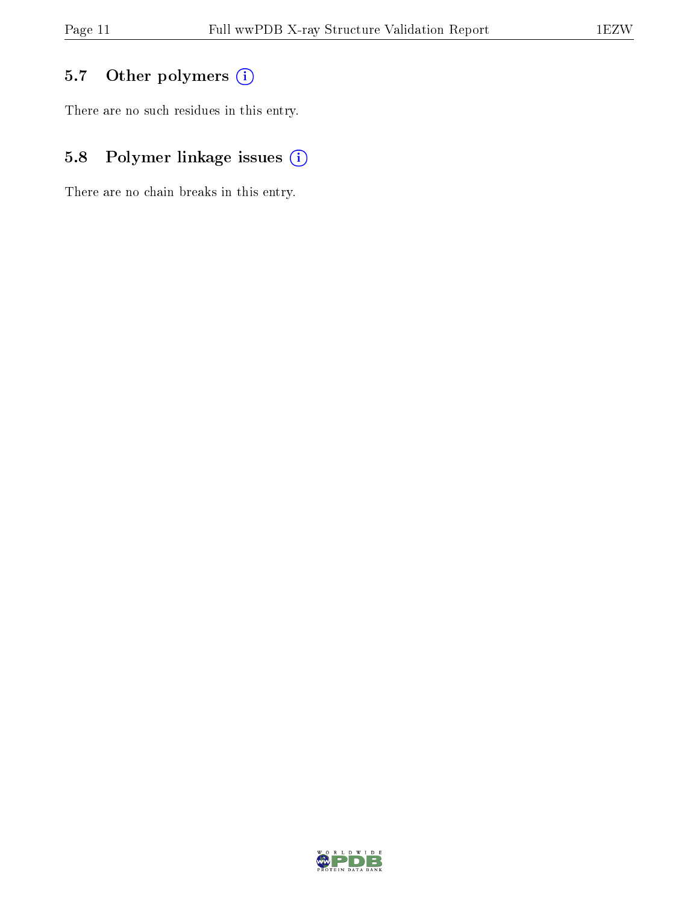### 5.7 Other polymers

There are no such residues in this entry.

### 5.8 Polymer linkage issues

There are no chain breaks in this entry.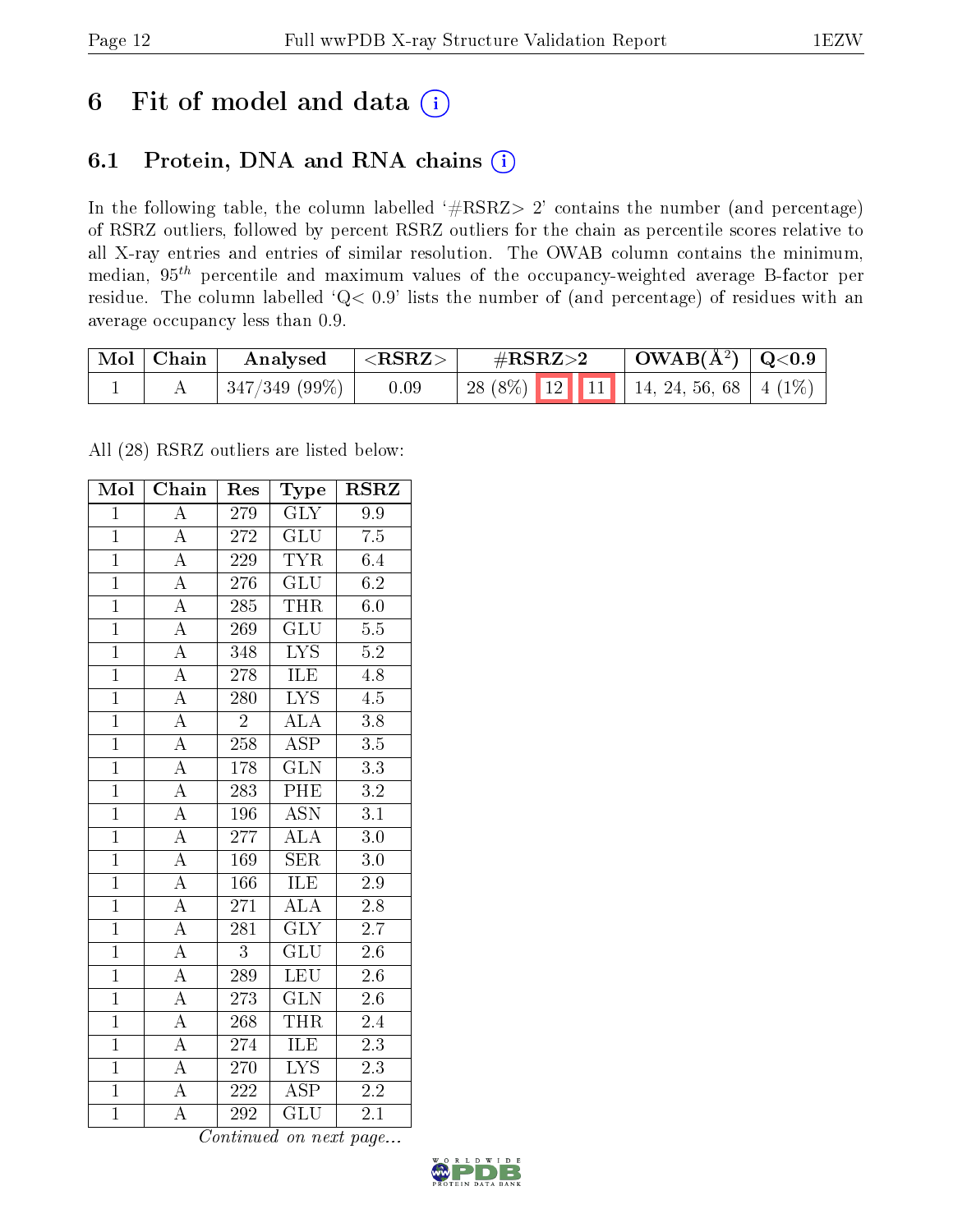# 6 Fit of model and data (i)

## 6.1 Protein, DNA and RNA chains (i)

In the following table, the column labelled '#RSRZ> 2' contains the number (and percentage) of RSRZ outliers, followed by percent RSRZ outliers for the chain as percentile scores relative to all X-ray entries and entries of similar resolution. The OWAB column contains the minimum, median, $95^{th}$ percentile and maximum values of the occupancy-weighted average B-factor per residue. The column labelled 'Q< 0.9' lists the number of (and percentage) of residues with an average occupancy less than 0.9.

| Mol | Chain | Analysed | <RSRZ> | #RSRZ>2 | | | OWAB(Å$^2$) | Q<0.9 |
|---|---|---|---|---|---|---|---|---|
| 1 | A | 347/349 (99%) | 0.09 | 28 (8%) | 12 | 11 | 14, 24, 56, 68 | 4 (1%) |

All (28) RSRZ outliers are listed below:

| Mol | Chain | Res | Type | RSRZ |
|---|---|---|---|---|
| 1 | A | 279 | GLY | 9.9 |
| 1 | A | 272 | GLU | 7.5 |
| 1 | A | 229 | TYR | 6.4 |
| 1 | A | 276 | GLU | 6.2 |
| 1 | A | 285 | THR | 6.0 |
| 1 | A | 269 | GLU | 5.5 |
| 1 | A | 348 | LYS | 5.2 |
| 1 | A | 278 | ILE | 4.8 |
| 1 | A | 280 | LYS | 4.5 |
| 1 | A | 2 | ALA | 3.8 |
| 1 | A | 258 | ASP | 3.5 |
| 1 | A | 178 | GLN | 3.3 |
| 1 | A | 283 | PHE | 3.2 |
| 1 | A | 196 | ASN | 3.1 |
| 1 | A | 277 | ALA | 3.0 |
| 1 | A | 169 | SER | 3.0 |
| 1 | A | 166 | ILE | 2.9 |
| 1 | A | 271 | ALA | 2.8 |
| 1 | A | 281 | GLY | 2.7 |
| 1 | A | 3 | GLU | 2.6 |
| 1 | A | 289 | LEU | 2.6 |
| 1 | A | 273 | GLN | 2.6 |
| 1 | A | 268 | THR | 2.4 |
| 1 | A | 274 | ILE | 2.3 |
| 1 | A | 270 | LYS | 2.3 |
| 1 | A | 222 | ASP | 2.2 |
| 1 | A | 292 | GLU | 2.1 |

*Continued on next page...*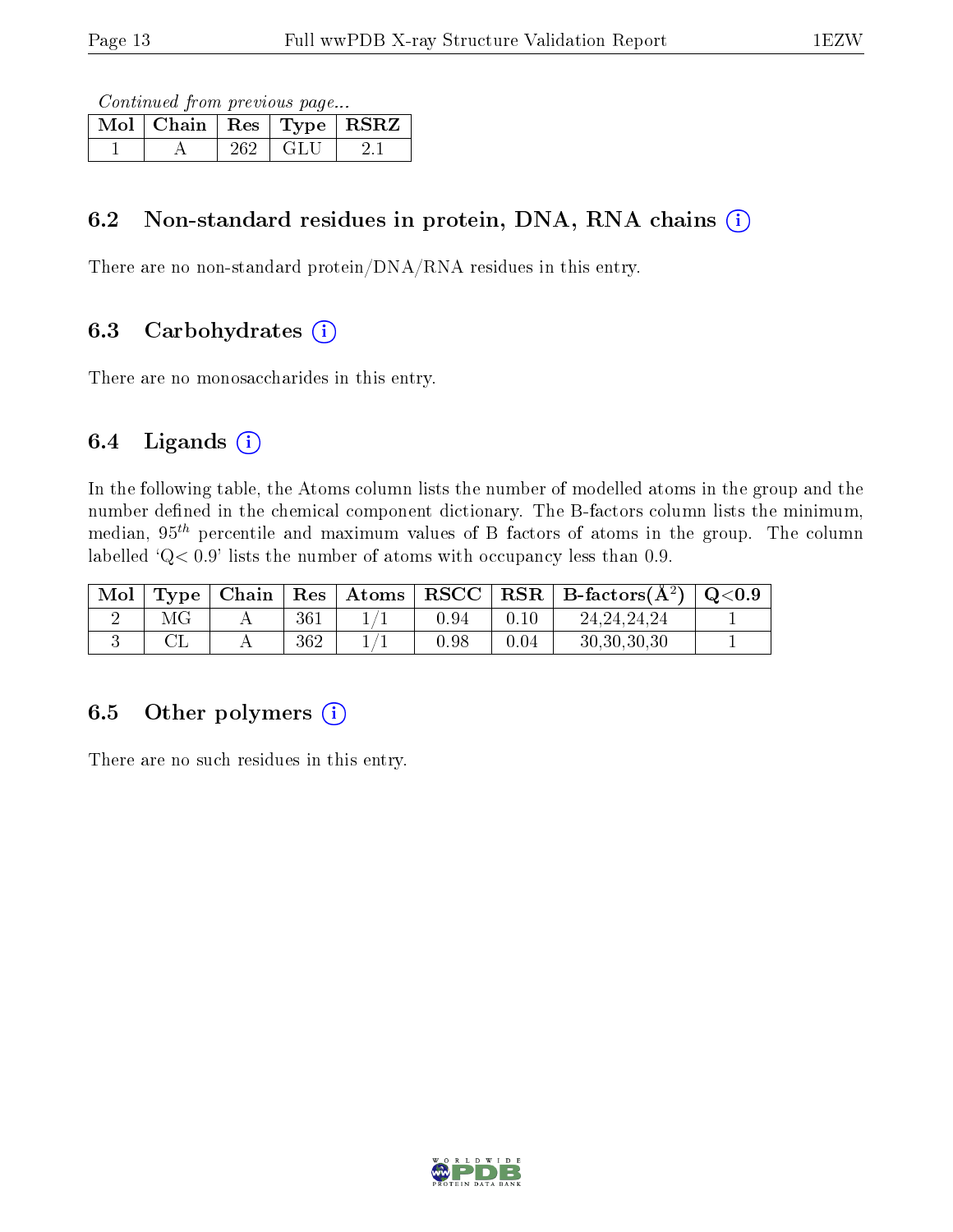*Continued from previous page...*

| Mol | Chain | Res | Type | RSRZ |
|---|---|---|---|---|
| 1 | A | 262 | GLU | 2.1 |

### 6.2 Non-standard residues in protein, DNA, RNA chains

There are no non-standard protein/DNA/RNA residues in this entry.

### 6.3 Carbohydrates

There are no monosaccharides in this entry.

### 6.4 Ligands

In the following table, the Atoms column lists the number of modelled atoms in the group and the number defined in the chemical component dictionary. The B-factors column lists the minimum, median, $95^{th}$ percentile and maximum values of B factors of atoms in the group. The column labelled 'Q< 0.9' lists the number of atoms with occupancy less than 0.9.

| Mol | Type | Chain | Res | Atoms | RSCC | RSR | B-factors($Å^2$) | Q<0.9 |
|---|---|---|---|---|---|---|---|---|
| 2 | MG | A | 361 | 1/1 | 0.94 | 0.10 | 24,24,24,24 | 1 |
| 3 | CL | A | 362 | 1/1 | 0.98 | 0.04 | 30,30,30,30 | 1 |

### 6.5 Other polymers

There are no such residues in this entry.